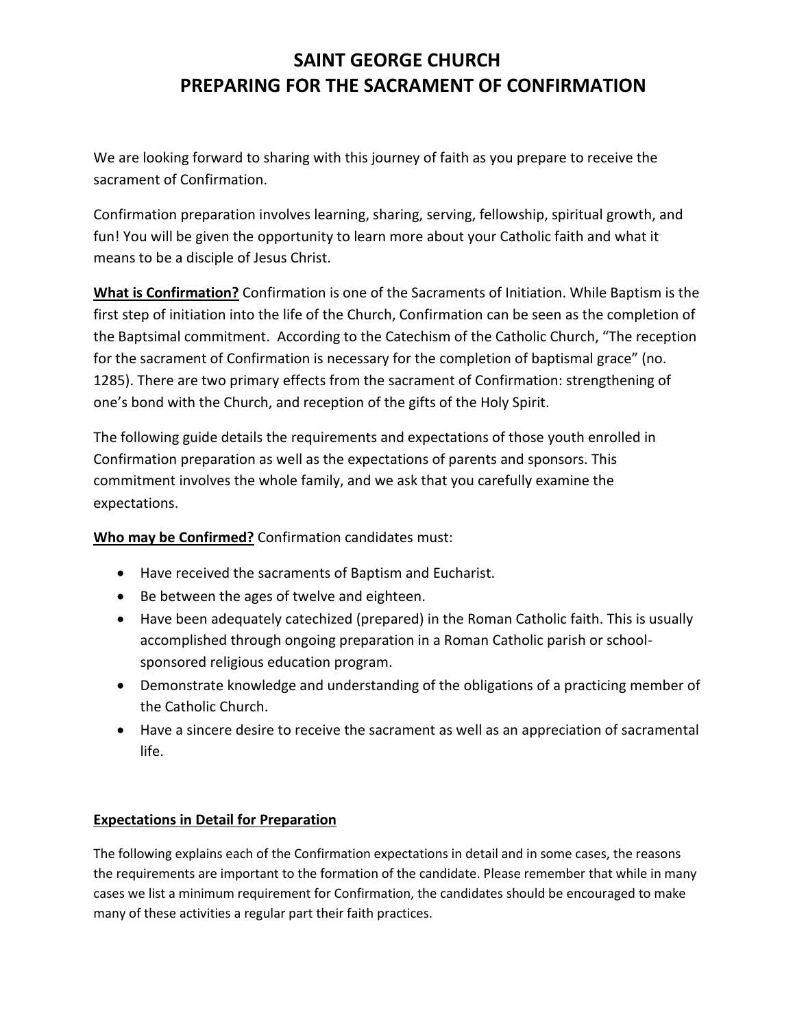# SAINT GEORGE CHURCH
# PREPARING FOR THE SACRAMENT OF CONFIRMATION

We are looking forward to sharing with this journey of faith as you prepare to receive the sacrament of Confirmation.

Confirmation preparation involves learning, sharing, serving, fellowship, spiritual growth, and fun! You will be given the opportunity to learn more about your Catholic faith and what it means to be a disciple of Jesus Christ.

**What is Confirmation?** Confirmation is one of the Sacraments of Initiation. While Baptism is the first step of initiation into the life of the Church, Confirmation can be seen as the completion of the Baptsimal commitment. According to the Catechism of the Catholic Church, "The reception for the sacrament of Confirmation is necessary for the completion of baptismal grace" (no. 1285). There are two primary effects from the sacrament of Confirmation: strengthening of one's bond with the Church, and reception of the gifts of the Holy Spirit.

The following guide details the requirements and expectations of those youth enrolled in Confirmation preparation as well as the expectations of parents and sponsors. This commitment involves the whole family, and we ask that you carefully examine the expectations.

**Who may be Confirmed?** Confirmation candidates must:

- Have received the sacraments of Baptism and Eucharist.
- Be between the ages of twelve and eighteen.
- Have been adequately catechized (prepared) in the Roman Catholic faith. This is usually accomplished through ongoing preparation in a Roman Catholic parish or school-sponsored religious education program.
- Demonstrate knowledge and understanding of the obligations of a practicing member of the Catholic Church.
- Have a sincere desire to receive the sacrament as well as an appreciation of sacramental life.

## Expectations in Detail for Preparation

The following explains each of the Confirmation expectations in detail and in some cases, the reasons the requirements are important to the formation of the candidate. Please remember that while in many cases we list a minimum requirement for Confirmation, the candidates should be encouraged to make many of these activities a regular part their faith practices.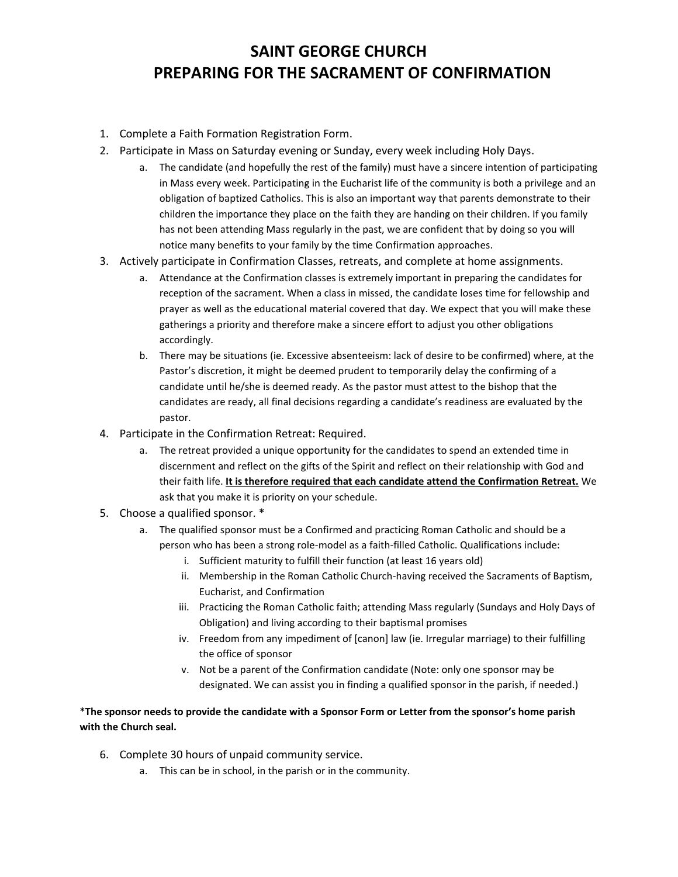# SAINT GEORGE CHURCH
# PREPARING FOR THE SACRAMENT OF CONFIRMATION

1. Complete a Faith Formation Registration Form.
2. Participate in Mass on Saturday evening or Sunday, every week including Holy Days.
    a. The candidate (and hopefully the rest of the family) must have a sincere intention of participating in Mass every week. Participating in the Eucharist life of the community is both a privilege and an obligation of baptized Catholics. This is also an important way that parents demonstrate to their children the importance they place on the faith they are handing on their children. If you family has not been attending Mass regularly in the past, we are confident that by doing so you will notice many benefits to your family by the time Confirmation approaches.
3. Actively participate in Confirmation Classes, retreats, and complete at home assignments.
    a. Attendance at the Confirmation classes is extremely important in preparing the candidates for reception of the sacrament. When a class in missed, the candidate loses time for fellowship and prayer as well as the educational material covered that day. We expect that you will make these gatherings a priority and therefore make a sincere effort to adjust you other obligations accordingly.
    b. There may be situations (ie. Excessive absenteeism: lack of desire to be confirmed) where, at the Pastor's discretion, it might be deemed prudent to temporarily delay the confirming of a candidate until he/she is deemed ready. As the pastor must attest to the bishop that the candidates are ready, all final decisions regarding a candidate's readiness are evaluated by the pastor.
4. Participate in the Confirmation Retreat: Required.
    a. The retreat provided a unique opportunity for the candidates to spend an extended time in discernment and reflect on the gifts of the Spirit and reflect on their relationship with God and their faith life. **It is therefore required that each candidate attend the Confirmation Retreat.** We ask that you make it is priority on your schedule.
5. Choose a qualified sponsor. *
    a. The qualified sponsor must be a Confirmed and practicing Roman Catholic and should be a person who has been a strong role-model as a faith-filled Catholic. Qualifications include:
        i. Sufficient maturity to fulfill their function (at least 16 years old)
        ii. Membership in the Roman Catholic Church-having received the Sacraments of Baptism, Eucharist, and Confirmation
        iii. Practicing the Roman Catholic faith; attending Mass regularly (Sundays and Holy Days of Obligation) and living according to their baptismal promises
        iv. Freedom from any impediment of [canon] law (ie. Irregular marriage) to their fulfilling the office of sponsor
        v. Not be a parent of the Confirmation candidate (Note: only one sponsor may be designated. We can assist you in finding a qualified sponsor in the parish, if needed.)

**\*The sponsor needs to provide the candidate with a Sponsor Form or Letter from the sponsor's home parish with the Church seal.**

6. Complete 30 hours of unpaid community service.
    a. This can be in school, in the parish or in the community.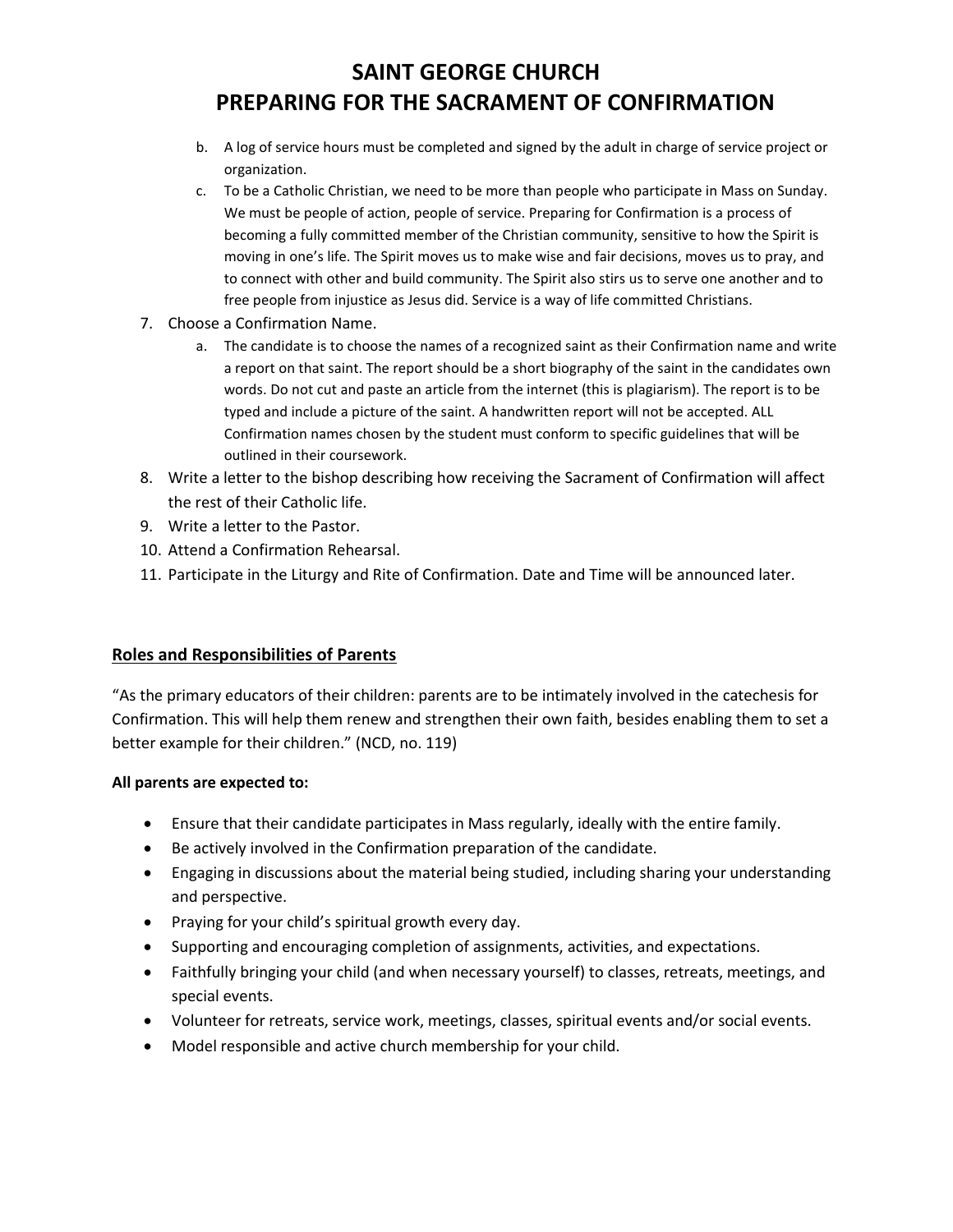# SAINT GEORGE CHURCH
# PREPARING FOR THE SACRAMENT OF CONFIRMATION

   b. A log of service hours must be completed and signed by the adult in charge of service project or organization.
   c. To be a Catholic Christian, we need to be more than people who participate in Mass on Sunday. We must be people of action, people of service. Preparing for Confirmation is a process of becoming a fully committed member of the Christian community, sensitive to how the Spirit is moving in one's life. The Spirit moves us to make wise and fair decisions, moves us to pray, and to connect with other and build community. The Spirit also stirs us to serve one another and to free people from injustice as Jesus did. Service is a way of life committed Christians.

7. Choose a Confirmation Name.
   a. The candidate is to choose the names of a recognized saint as their Confirmation name and write a report on that saint. The report should be a short biography of the saint in the candidates own words. Do not cut and paste an article from the internet (this is plagiarism). The report is to be typed and include a picture of the saint. A handwritten report will not be accepted. ALL Confirmation names chosen by the student must conform to specific guidelines that will be outlined in their coursework.
8. Write a letter to the bishop describing how receiving the Sacrament of Confirmation will affect the rest of their Catholic life.
9. Write a letter to the Pastor.
10. Attend a Confirmation Rehearsal.
11. Participate in the Liturgy and Rite of Confirmation. Date and Time will be announced later.

## Roles and Responsibilities of Parents

"As the primary educators of their children: parents are to be intimately involved in the catechesis for Confirmation. This will help them renew and strengthen their own faith, besides enabling them to set a better example for their children." (NCD, no. 119)

**All parents are expected to:**

- Ensure that their candidate participates in Mass regularly, ideally with the entire family.
- Be actively involved in the Confirmation preparation of the candidate.
- Engaging in discussions about the material being studied, including sharing your understanding and perspective.
- Praying for your child's spiritual growth every day.
- Supporting and encouraging completion of assignments, activities, and expectations.
- Faithfully bringing your child (and when necessary yourself) to classes, retreats, meetings, and special events.
- Volunteer for retreats, service work, meetings, classes, spiritual events and/or social events.
- Model responsible and active church membership for your child.